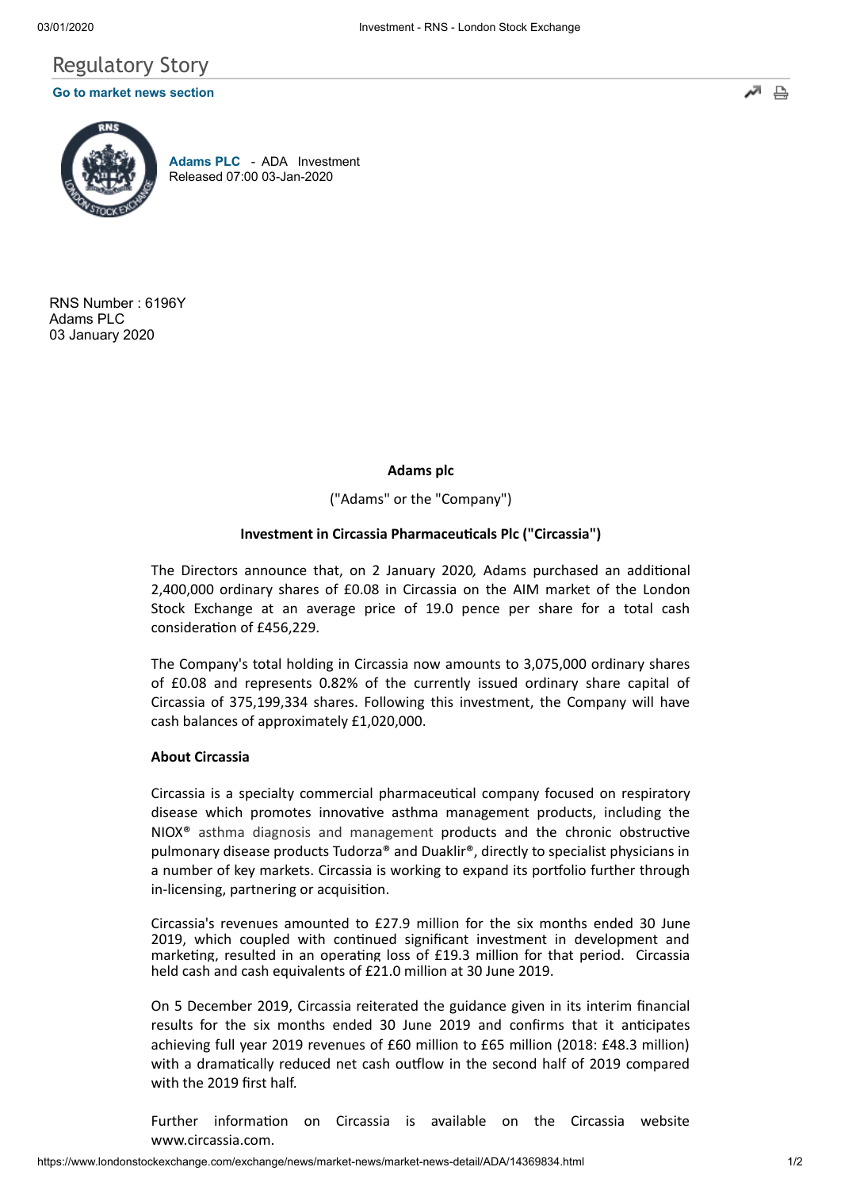## Regulatory Story

**Go to market news section**

**Adams PLC** - ADA Investment
Released 07:00 03-Jan-2020

RNS Number : 6196Y
Adams PLC
03 January 2020

**Adams plc**

("Adams" or the "Company")

**Investment in Circassia Pharmaceuticals Plc ("Circassia")**

The Directors announce that, on 2 January 2020, Adams purchased an additional 2,400,000 ordinary shares of £0.08 in Circassia on the AIM market of the London Stock Exchange at an average price of 19.0 pence per share for a total cash consideration of £456,229.

The Company's total holding in Circassia now amounts to 3,075,000 ordinary shares of £0.08 and represents 0.82% of the currently issued ordinary share capital of Circassia of 375,199,334 shares. Following this investment, the Company will have cash balances of approximately £1,020,000.

**About Circassia**

Circassia is a specialty commercial pharmaceutical company focused on respiratory disease which promotes innovative asthma management products, including the NIOX® asthma diagnosis and management products and the chronic obstructive pulmonary disease products Tudorza® and Duaklir®, directly to specialist physicians in a number of key markets. Circassia is working to expand its portfolio further through in-licensing, partnering or acquisition.

Circassia's revenues amounted to £27.9 million for the six months ended 30 June 2019, which coupled with continued significant investment in development and marketing, resulted in an operating loss of £19.3 million for that period. Circassia held cash and cash equivalents of £21.0 million at 30 June 2019.

On 5 December 2019, Circassia reiterated the guidance given in its interim financial results for the six months ended 30 June 2019 and confirms that it anticipates achieving full year 2019 revenues of £60 million to £65 million (2018: £48.3 million) with a dramatically reduced net cash outflow in the second half of 2019 compared with the 2019 first half.

Further information on Circassia is available on the Circassia website www.circassia.com.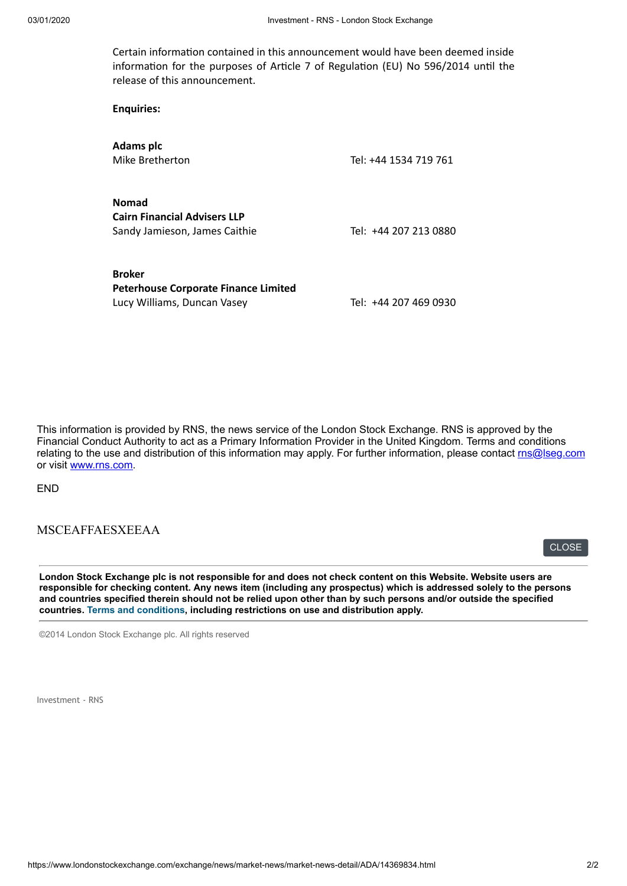Certain information contained in this announcement would have been deemed inside information for the purposes of Article 7 of Regulation (EU) No 596/2014 until the release of this announcement.

**Enquiries:**

| | |
|---|---|
| **Adams plc** | |
| Mike Bretherton | Tel: +44 1534 719 761 |
| | |
| **Nomad** | |
| **Cairn Financial Advisers LLP** | |
| Sandy Jamieson, James Caithie | Tel: +44 207 213 0880 |
| | |
| **Broker** | |
| **Peterhouse Corporate Finance Limited** | |
| Lucy Williams, Duncan Vasey | Tel: +44 207 469 0930 |

This information is provided by RNS, the news service of the London Stock Exchange. RNS is approved by the Financial Conduct Authority to act as a Primary Information Provider in the United Kingdom. Terms and conditions relating to the use and distribution of this information may apply. For further information, please contact rns@lseg.com or visit www.rns.com.

END

MSCEAFFAESXEEAA

CLOSE

**London Stock Exchange plc is not responsible for and does not check content on this Website. Website users are responsible for checking content. Any news item (including any prospectus) which is addressed solely to the persons and countries specified therein should not be relied upon other than by such persons and/or outside the specified countries. Terms and conditions, including restrictions on use and distribution apply.**

©2014 London Stock Exchange plc. All rights reserved

Investment - RNS